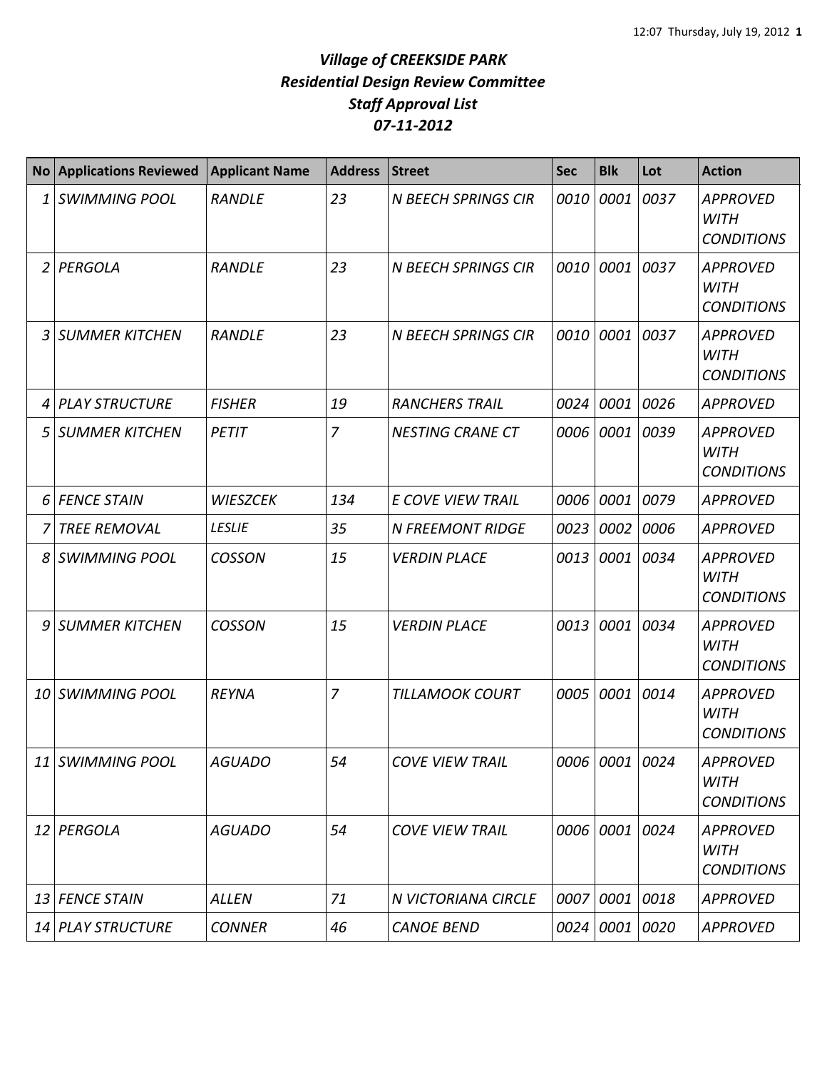# *Village of CREEKSIDE PARK*
## *Residential Design Review Committee*
## *Staff Approval List*
## *07-11-2012*

| No | Applications Reviewed | Applicant Name | Address | Street | Sec | Blk | Lot | Action |
|---|---|---|---|---|---|---|---|---|
| 1 | *SWIMMING POOL* | *RANDLE* | *23* | *N BEECH SPRINGS CIR* | *0010* | *0001* | *0037* | *APPROVED WITH CONDITIONS* |
| 2 | *PERGOLA* | *RANDLE* | *23* | *N BEECH SPRINGS CIR* | *0010* | *0001* | *0037* | *APPROVED WITH CONDITIONS* |
| 3 | *SUMMER KITCHEN* | *RANDLE* | *23* | *N BEECH SPRINGS CIR* | *0010* | *0001* | *0037* | *APPROVED WITH CONDITIONS* |
| 4 | *PLAY STRUCTURE* | *FISHER* | *19* | *RANCHERS TRAIL* | *0024* | *0001* | *0026* | *APPROVED* |
| 5 | *SUMMER KITCHEN* | *PETIT* | *7* | *NESTING CRANE CT* | *0006* | *0001* | *0039* | *APPROVED WITH CONDITIONS* |
| 6 | *FENCE STAIN* | *WIESZCEK* | *134* | *E COVE VIEW TRAIL* | *0006* | *0001* | *0079* | *APPROVED* |
| 7 | *TREE REMOVAL* | *LESLIE* | *35* | *N FREEMONT RIDGE* | *0023* | *0002* | *0006* | *APPROVED* |
| 8 | *SWIMMING POOL* | *COSSON* | *15* | *VERDIN PLACE* | *0013* | *0001* | *0034* | *APPROVED WITH CONDITIONS* |
| 9 | *SUMMER KITCHEN* | *COSSON* | *15* | *VERDIN PLACE* | *0013* | *0001* | *0034* | *APPROVED WITH CONDITIONS* |
| 10 | *SWIMMING POOL* | *REYNA* | *7* | *TILLAMOOK COURT* | *0005* | *0001* | *0014* | *APPROVED WITH CONDITIONS* |
| 11 | *SWIMMING POOL* | *AGUADO* | *54* | *COVE VIEW TRAIL* | *0006* | *0001* | *0024* | *APPROVED WITH CONDITIONS* |
| 12 | *PERGOLA* | *AGUADO* | *54* | *COVE VIEW TRAIL* | *0006* | *0001* | *0024* | *APPROVED WITH CONDITIONS* |
| 13 | *FENCE STAIN* | *ALLEN* | *71* | *N VICTORIANA CIRCLE* | *0007* | *0001* | *0018* | *APPROVED* |
| 14 | *PLAY STRUCTURE* | *CONNER* | *46* | *CANOE BEND* | *0024* | *0001* | *0020* | *APPROVED* |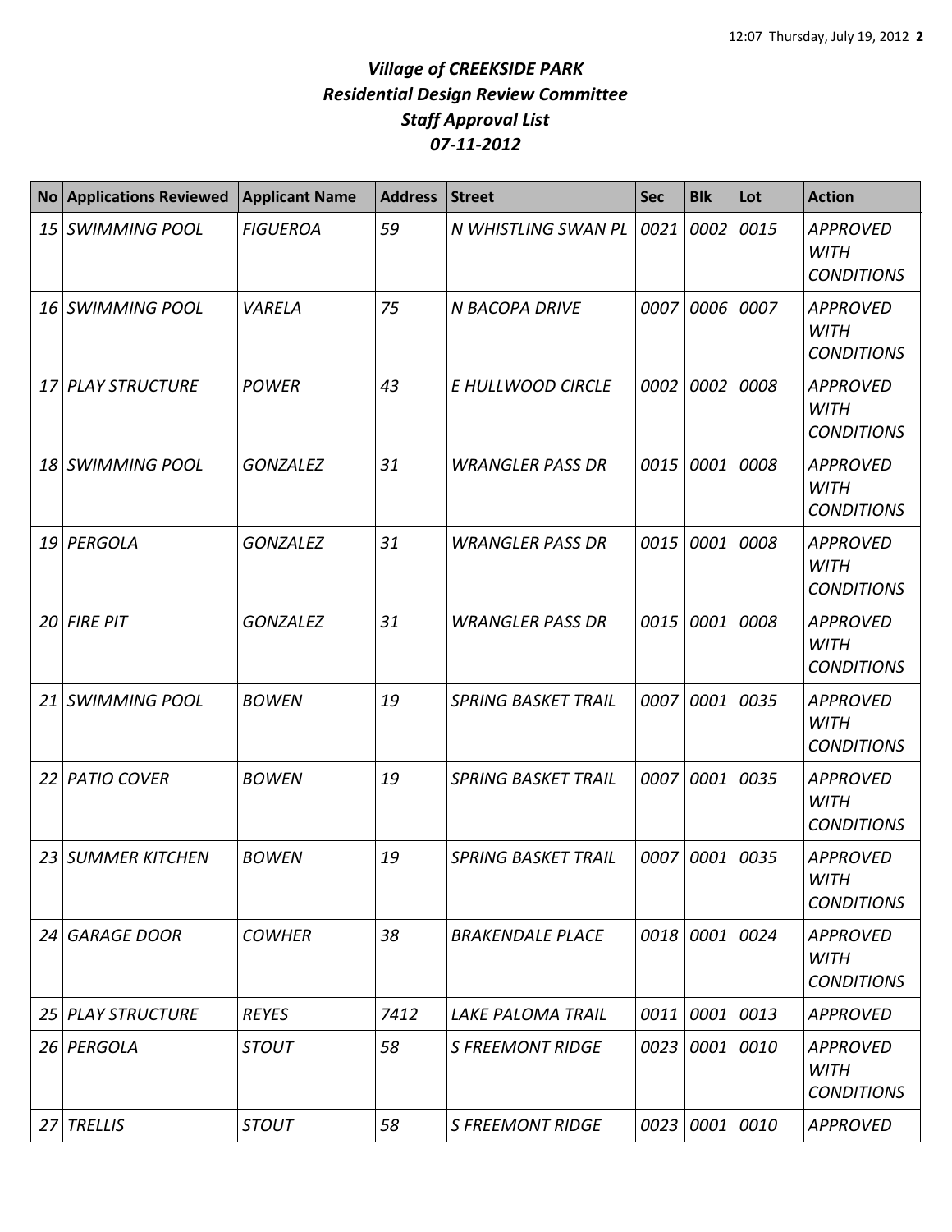# *Village of CREEKSIDE PARK*
## *Residential Design Review Committee*
## *Staff Approval List*
## *07-11-2012*

| No | Applications Reviewed | Applicant Name | Address | Street | Sec | Blk | Lot | Action |
|---|---|---|---|---|---|---|---|---|
| 15 | SWIMMING POOL | FIGUEROA | 59 | N WHISTLING SWAN PL | 0021 | 0002 | 0015 | APPROVED WITH CONDITIONS |
| 16 | SWIMMING POOL | VARELA | 75 | N BACOPA DRIVE | 0007 | 0006 | 0007 | APPROVED WITH CONDITIONS |
| 17 | PLAY STRUCTURE | POWER | 43 | E HULLWOOD CIRCLE | 0002 | 0002 | 0008 | APPROVED WITH CONDITIONS |
| 18 | SWIMMING POOL | GONZALEZ | 31 | WRANGLER PASS DR | 0015 | 0001 | 0008 | APPROVED WITH CONDITIONS |
| 19 | PERGOLA | GONZALEZ | 31 | WRANGLER PASS DR | 0015 | 0001 | 0008 | APPROVED WITH CONDITIONS |
| 20 | FIRE PIT | GONZALEZ | 31 | WRANGLER PASS DR | 0015 | 0001 | 0008 | APPROVED WITH CONDITIONS |
| 21 | SWIMMING POOL | BOWEN | 19 | SPRING BASKET TRAIL | 0007 | 0001 | 0035 | APPROVED WITH CONDITIONS |
| 22 | PATIO COVER | BOWEN | 19 | SPRING BASKET TRAIL | 0007 | 0001 | 0035 | APPROVED WITH CONDITIONS |
| 23 | SUMMER KITCHEN | BOWEN | 19 | SPRING BASKET TRAIL | 0007 | 0001 | 0035 | APPROVED WITH CONDITIONS |
| 24 | GARAGE DOOR | COWHER | 38 | BRAKENDALE PLACE | 0018 | 0001 | 0024 | APPROVED WITH CONDITIONS |
| 25 | PLAY STRUCTURE | REYES | 7412 | LAKE PALOMA TRAIL | 0011 | 0001 | 0013 | APPROVED |
| 26 | PERGOLA | STOUT | 58 | S FREEMONT RIDGE | 0023 | 0001 | 0010 | APPROVED WITH CONDITIONS |
| 27 | TRELLIS | STOUT | 58 | S FREEMONT RIDGE | 0023 | 0001 | 0010 | APPROVED |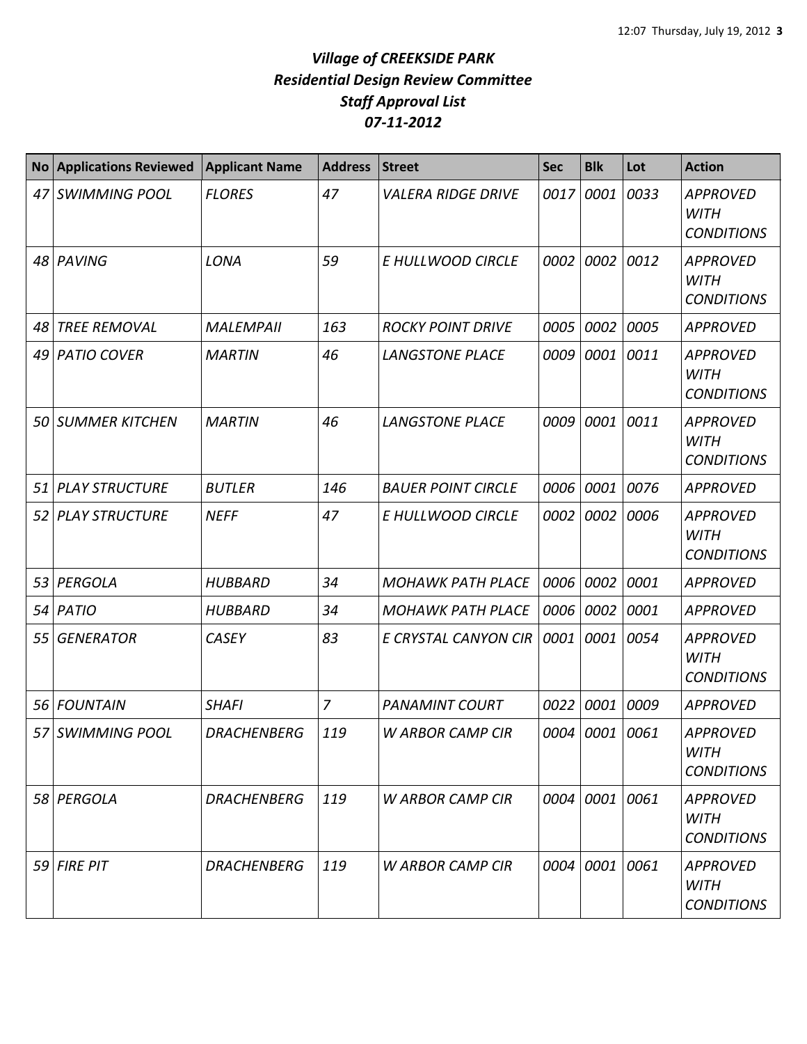# *Village of CREEKSIDE PARK*
## *Residential Design Review Committee*
## *Staff Approval List*
## *07-11-2012*

| No | Applications Reviewed | Applicant Name | Address | Street | Sec | Blk | Lot | Action |
|---|---|---|---|---|---|---|---|---|
| 47 | *SWIMMING POOL* | *FLORES* | *47* | *VALERA RIDGE DRIVE* | *0017* | *0001* | *0033* | *APPROVED WITH CONDITIONS* |
| 48 | *PAVING* | *LONA* | *59* | *E HULLWOOD CIRCLE* | *0002* | *0002* | *0012* | *APPROVED WITH CONDITIONS* |
| 48 | *TREE REMOVAL* | *MALEMPAII* | *163* | *ROCKY POINT DRIVE* | *0005* | *0002* | *0005* | *APPROVED* |
| 49 | *PATIO COVER* | *MARTIN* | *46* | *LANGSTONE PLACE* | *0009* | *0001* | *0011* | *APPROVED WITH CONDITIONS* |
| 50 | *SUMMER KITCHEN* | *MARTIN* | *46* | *LANGSTONE PLACE* | *0009* | *0001* | *0011* | *APPROVED WITH CONDITIONS* |
| 51 | *PLAY STRUCTURE* | *BUTLER* | *146* | *BAUER POINT CIRCLE* | *0006* | *0001* | *0076* | *APPROVED* |
| 52 | *PLAY STRUCTURE* | *NEFF* | *47* | *E HULLWOOD CIRCLE* | *0002* | *0002* | *0006* | *APPROVED WITH CONDITIONS* |
| 53 | *PERGOLA* | *HUBBARD* | *34* | *MOHAWK PATH PLACE* | *0006* | *0002* | *0001* | *APPROVED* |
| 54 | *PATIO* | *HUBBARD* | *34* | *MOHAWK PATH PLACE* | *0006* | *0002* | *0001* | *APPROVED* |
| 55 | *GENERATOR* | *CASEY* | *83* | *E CRYSTAL CANYON CIR* | *0001* | *0001* | *0054* | *APPROVED WITH CONDITIONS* |
| 56 | *FOUNTAIN* | *SHAFI* | *7* | *PANAMINT COURT* | *0022* | *0001* | *0009* | *APPROVED* |
| 57 | *SWIMMING POOL* | *DRACHENBERG* | *119* | *W ARBOR CAMP CIR* | *0004* | *0001* | *0061* | *APPROVED WITH CONDITIONS* |
| 58 | *PERGOLA* | *DRACHENBERG* | *119* | *W ARBOR CAMP CIR* | *0004* | *0001* | *0061* | *APPROVED WITH CONDITIONS* |
| 59 | *FIRE PIT* | *DRACHENBERG* | *119* | *W ARBOR CAMP CIR* | *0004* | *0001* | *0061* | *APPROVED WITH CONDITIONS* |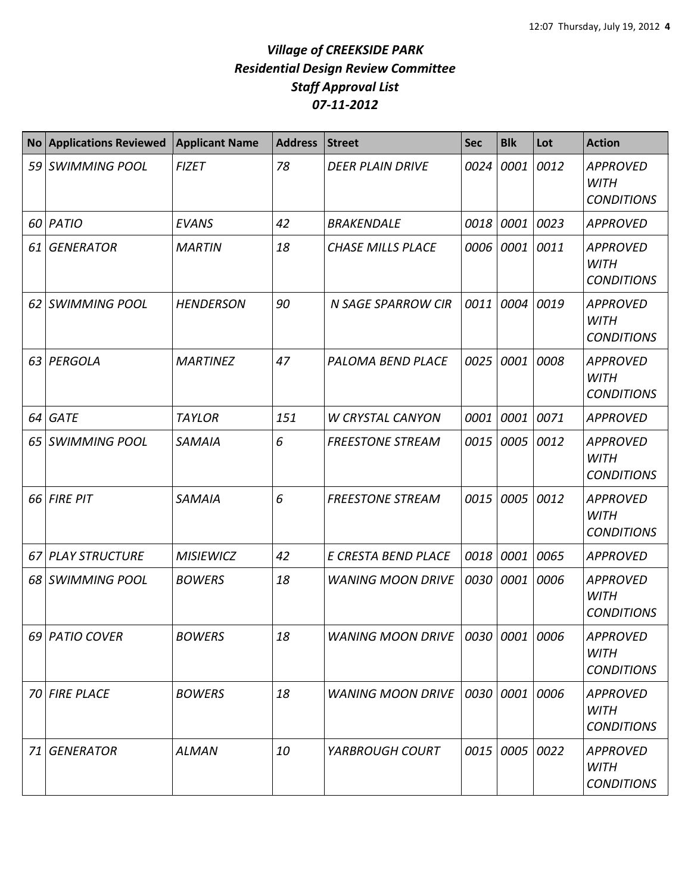# *Village of CREEKSIDE PARK*
## *Residential Design Review Committee*
## *Staff Approval List*
## *07-11-2012*

| No | Applications Reviewed | Applicant Name | Address | Street | Sec | Blk | Lot | Action |
|---|---|---|---|---|---|---|---|---|
| 59 | SWIMMING POOL | FIZET | 78 | DEER PLAIN DRIVE | 0024 | 0001 | 0012 | APPROVED WITH CONDITIONS |
| 60 | PATIO | EVANS | 42 | BRAKENDALE | 0018 | 0001 | 0023 | APPROVED |
| 61 | GENERATOR | MARTIN | 18 | CHASE MILLS PLACE | 0006 | 0001 | 0011 | APPROVED WITH CONDITIONS |
| 62 | SWIMMING POOL | HENDERSON | 90 | N SAGE SPARROW CIR | 0011 | 0004 | 0019 | APPROVED WITH CONDITIONS |
| 63 | PERGOLA | MARTINEZ | 47 | PALOMA BEND PLACE | 0025 | 0001 | 0008 | APPROVED WITH CONDITIONS |
| 64 | GATE | TAYLOR | 151 | W CRYSTAL CANYON | 0001 | 0001 | 0071 | APPROVED |
| 65 | SWIMMING POOL | SAMAIA | 6 | FREESTONE STREAM | 0015 | 0005 | 0012 | APPROVED WITH CONDITIONS |
| 66 | FIRE PIT | SAMAIA | 6 | FREESTONE STREAM | 0015 | 0005 | 0012 | APPROVED WITH CONDITIONS |
| 67 | PLAY STRUCTURE | MISIEWICZ | 42 | E CRESTA BEND PLACE | 0018 | 0001 | 0065 | APPROVED |
| 68 | SWIMMING POOL | BOWERS | 18 | WANING MOON DRIVE | 0030 | 0001 | 0006 | APPROVED WITH CONDITIONS |
| 69 | PATIO COVER | BOWERS | 18 | WANING MOON DRIVE | 0030 | 0001 | 0006 | APPROVED WITH CONDITIONS |
| 70 | FIRE PLACE | BOWERS | 18 | WANING MOON DRIVE | 0030 | 0001 | 0006 | APPROVED WITH CONDITIONS |
| 71 | GENERATOR | ALMAN | 10 | YARBROUGH COURT | 0015 | 0005 | 0022 | APPROVED WITH CONDITIONS |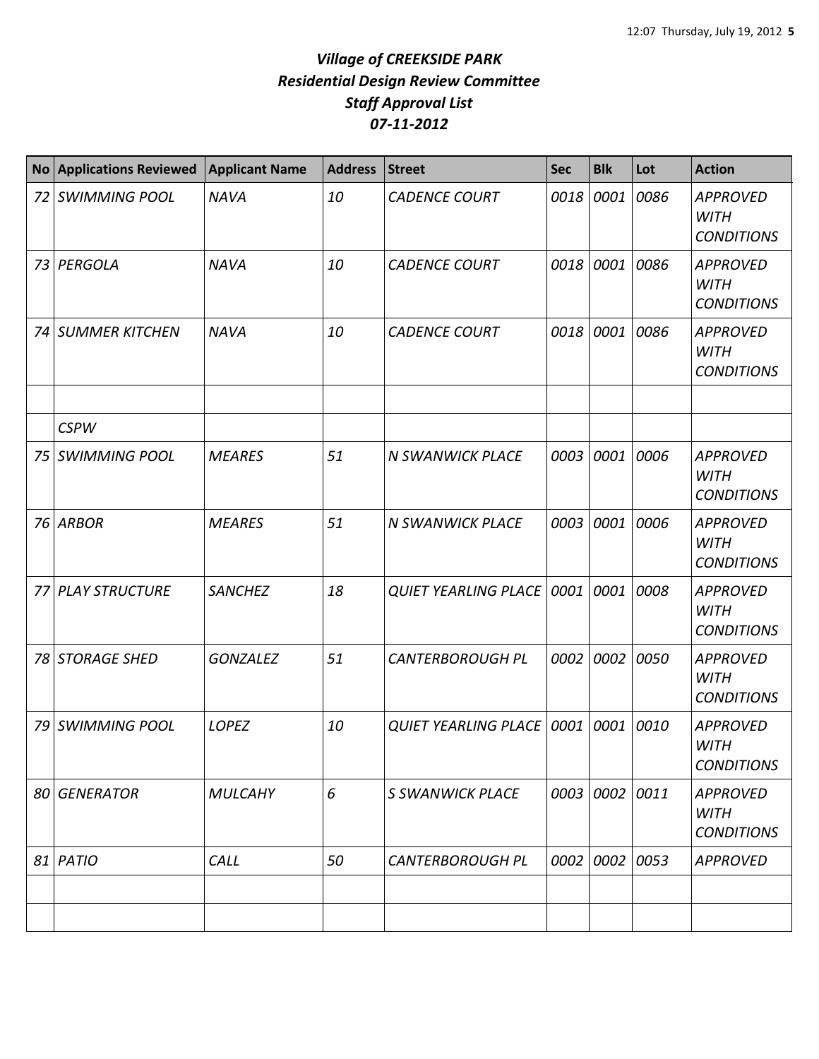# *Village of CREEKSIDE PARK*
## *Residential Design Review Committee*
## *Staff Approval List*
## *07-11-2012*

| No | Applications Reviewed | Applicant Name | Address | Street | Sec | Blk | Lot | Action |
|---|---|---|---|---|---|---|---|---|
| 72 | *SWIMMING POOL* | *NAVA* | *10* | *CADENCE COURT* | *0018* | *0001* | *0086* | *APPROVED WITH CONDITIONS* |
| 73 | *PERGOLA* | *NAVA* | *10* | *CADENCE COURT* | *0018* | *0001* | *0086* | *APPROVED WITH CONDITIONS* |
| 74 | *SUMMER KITCHEN* | *NAVA* | *10* | *CADENCE COURT* | *0018* | *0001* | *0086* | *APPROVED WITH CONDITIONS* |
| | | | | | | | | |
| | *CSPW* | | | | | | | |
| 75 | *SWIMMING POOL* | *MEARES* | *51* | *N SWANWICK PLACE* | *0003* | *0001* | *0006* | *APPROVED WITH CONDITIONS* |
| 76 | *ARBOR* | *MEARES* | *51* | *N SWANWICK PLACE* | *0003* | *0001* | *0006* | *APPROVED WITH CONDITIONS* |
| 77 | *PLAY STRUCTURE* | *SANCHEZ* | *18* | *QUIET YEARLING PLACE* | *0001* | *0001* | *0008* | *APPROVED WITH CONDITIONS* |
| 78 | *STORAGE SHED* | *GONZALEZ* | *51* | *CANTERBOROUGH PL* | *0002* | *0002* | *0050* | *APPROVED WITH CONDITIONS* |
| 79 | *SWIMMING POOL* | *LOPEZ* | *10* | *QUIET YEARLING PLACE* | *0001* | *0001* | *0010* | *APPROVED WITH CONDITIONS* |
| 80 | *GENERATOR* | *MULCAHY* | *6* | *S SWANWICK PLACE* | *0003* | *0002* | *0011* | *APPROVED WITH CONDITIONS* |
| 81 | *PATIO* | *CALL* | *50* | *CANTERBOROUGH PL* | *0002* | *0002* | *0053* | *APPROVED* |
| | | | | | | | | |
| | | | | | | | | |